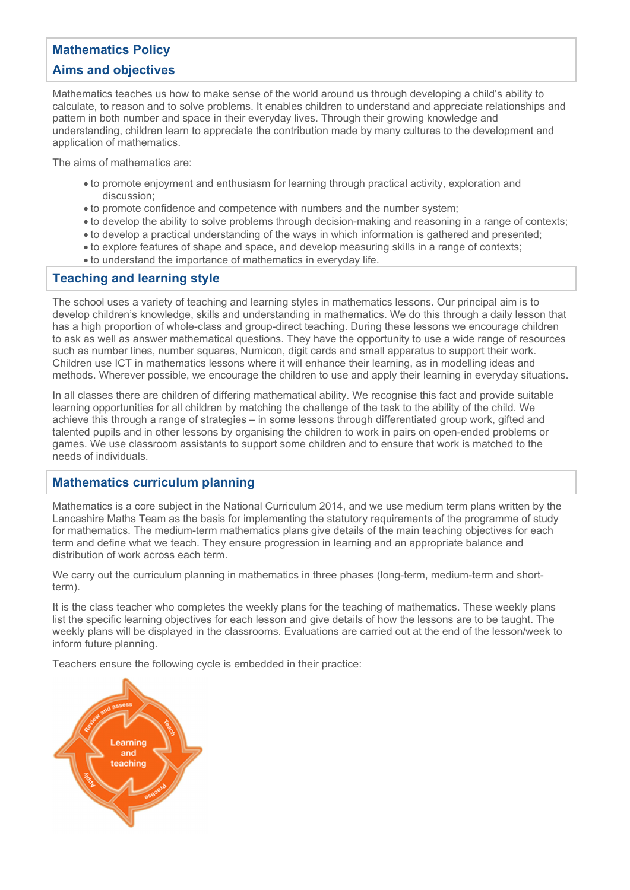## Mathematics Policy

## Aims and objectives

Mathematics teaches us how to make sense of the world around us through developing a child's ability to calculate, to reason and to solve problems. It enables children to understand and appreciate relationships and pattern in both number and space in their everyday lives. Through their growing knowledge and understanding, children learn to appreciate the contribution made by many cultures to the development and application of mathematics.

The aims of mathematics are:

- to promote enjoyment and enthusiasm for learning through practical activity, exploration and discussion;
- to promote confidence and competence with numbers and the number system;
- to develop the ability to solve problems through decision-making and reasoning in a range of contexts;
- to develop a practical understanding of the ways in which information is gathered and presented;
- to explore features of shape and space, and develop measuring skills in a range of contexts;
- to understand the importance of mathematics in everyday life.

## Teaching and learning style

The school uses a variety of teaching and learning styles in mathematics lessons. Our principal aim is to develop children's knowledge, skills and understanding in mathematics. We do this through a daily lesson that has a high proportion of whole-class and group-direct teaching. During these lessons we encourage children to ask as well as answer mathematical questions. They have the opportunity to use a wide range of resources such as number lines, number squares, Numicon, digit cards and small apparatus to support their work. Children use ICT in mathematics lessons where it will enhance their learning, as in modelling ideas and methods. Wherever possible, we encourage the children to use and apply their learning in everyday situations.

In all classes there are children of differing mathematical ability. We recognise this fact and provide suitable learning opportunities for all children by matching the challenge of the task to the ability of the child. We achieve this through a range of strategies – in some lessons through differentiated group work, gifted and talented pupils and in other lessons by organising the children to work in pairs on open-ended problems or games. We use classroom assistants to support some children and to ensure that work is matched to the needs of individuals.

## Mathematics curriculum planning

Mathematics is a core subject in the National Curriculum 2014, and we use medium term plans written by the Lancashire Maths Team as the basis for implementing the statutory requirements of the programme of study for mathematics. The medium-term mathematics plans give details of the main teaching objectives for each term and define what we teach. They ensure progression in learning and an appropriate balance and distribution of work across each term.

We carry out the curriculum planning in mathematics in three phases (long-term, medium-term and short-term).

It is the class teacher who completes the weekly plans for the teaching of mathematics. These weekly plans list the specific learning objectives for each lesson and give details of how the lessons are to be taught. The weekly plans will be displayed in the classrooms. Evaluations are carried out at the end of the lesson/week to inform future planning.

Teachers ensure the following cycle is embedded in their practice:

Learning and teaching: Review and assess → Teach → Practise → Apply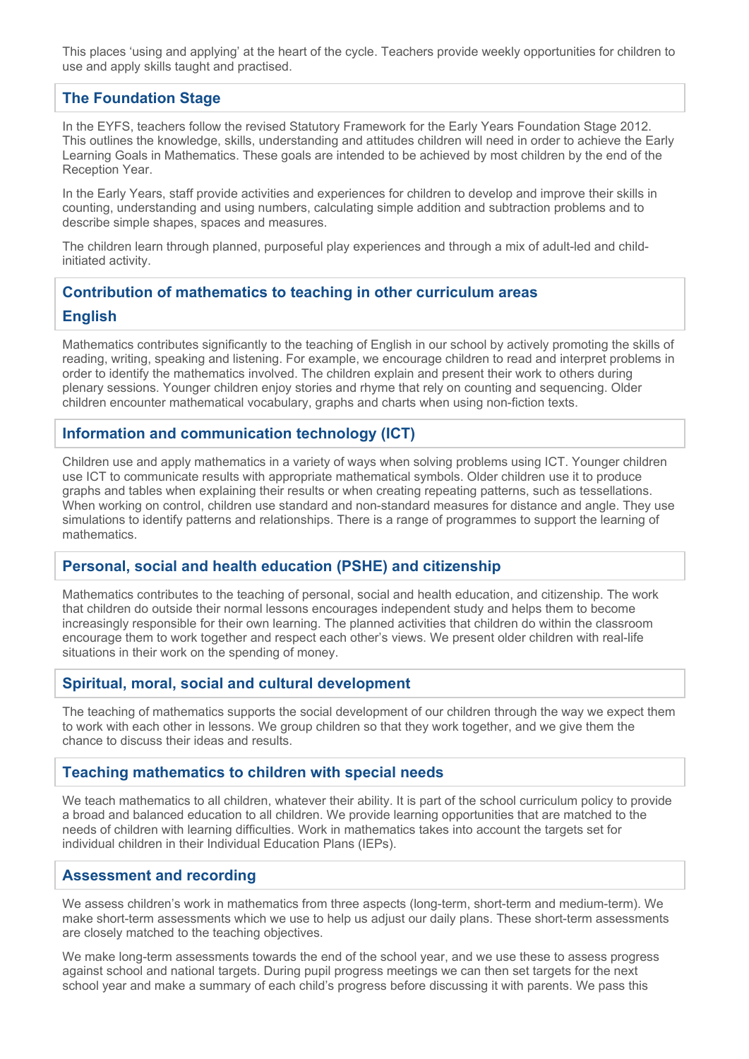This places 'using and applying' at the heart of the cycle. Teachers provide weekly opportunities for children to use and apply skills taught and practised.

## The Foundation Stage

In the EYFS, teachers follow the revised Statutory Framework for the Early Years Foundation Stage 2012. This outlines the knowledge, skills, understanding and attitudes children will need in order to achieve the Early Learning Goals in Mathematics. These goals are intended to be achieved by most children by the end of the Reception Year.

In the Early Years, staff provide activities and experiences for children to develop and improve their skills in counting, understanding and using numbers, calculating simple addition and subtraction problems and to describe simple shapes, spaces and measures.

The children learn through planned, purposeful play experiences and through a mix of adult-led and child-initiated activity.

## Contribution of mathematics to teaching in other curriculum areas

## English

Mathematics contributes significantly to the teaching of English in our school by actively promoting the skills of reading, writing, speaking and listening. For example, we encourage children to read and interpret problems in order to identify the mathematics involved. The children explain and present their work to others during plenary sessions. Younger children enjoy stories and rhyme that rely on counting and sequencing. Older children encounter mathematical vocabulary, graphs and charts when using non-fiction texts.

## Information and communication technology (ICT)

Children use and apply mathematics in a variety of ways when solving problems using ICT. Younger children use ICT to communicate results with appropriate mathematical symbols. Older children use it to produce graphs and tables when explaining their results or when creating repeating patterns, such as tessellations. When working on control, children use standard and non-standard measures for distance and angle. They use simulations to identify patterns and relationships. There is a range of programmes to support the learning of mathematics.

## Personal, social and health education (PSHE) and citizenship

Mathematics contributes to the teaching of personal, social and health education, and citizenship. The work that children do outside their normal lessons encourages independent study and helps them to become increasingly responsible for their own learning. The planned activities that children do within the classroom encourage them to work together and respect each other's views. We present older children with real-life situations in their work on the spending of money.

## Spiritual, moral, social and cultural development

The teaching of mathematics supports the social development of our children through the way we expect them to work with each other in lessons. We group children so that they work together, and we give them the chance to discuss their ideas and results.

## Teaching mathematics to children with special needs

We teach mathematics to all children, whatever their ability. It is part of the school curriculum policy to provide a broad and balanced education to all children. We provide learning opportunities that are matched to the needs of children with learning difficulties. Work in mathematics takes into account the targets set for individual children in their Individual Education Plans (IEPs).

## Assessment and recording

We assess children's work in mathematics from three aspects (long-term, short-term and medium-term). We make short-term assessments which we use to help us adjust our daily plans. These short-term assessments are closely matched to the teaching objectives.

We make long-term assessments towards the end of the school year, and we use these to assess progress against school and national targets. During pupil progress meetings we can then set targets for the next school year and make a summary of each child's progress before discussing it with parents. We pass this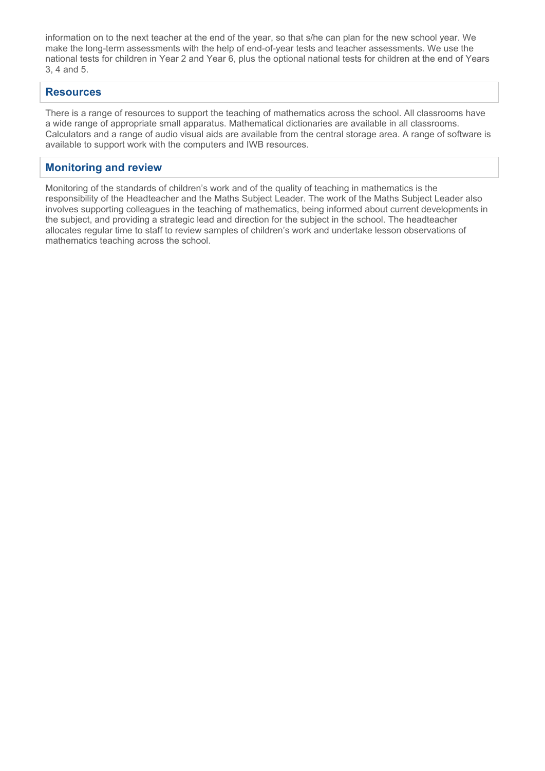information on to the next teacher at the end of the year, so that s/he can plan for the new school year. We make the long-term assessments with the help of end-of-year tests and teacher assessments. We use the national tests for children in Year 2 and Year 6, plus the optional national tests for children at the end of Years 3, 4 and 5.

## Resources

There is a range of resources to support the teaching of mathematics across the school. All classrooms have a wide range of appropriate small apparatus. Mathematical dictionaries are available in all classrooms. Calculators and a range of audio visual aids are available from the central storage area. A range of software is available to support work with the computers and IWB resources.

## Monitoring and review

Monitoring of the standards of children's work and of the quality of teaching in mathematics is the responsibility of the Headteacher and the Maths Subject Leader. The work of the Maths Subject Leader also involves supporting colleagues in the teaching of mathematics, being informed about current developments in the subject, and providing a strategic lead and direction for the subject in the school. The headteacher allocates regular time to staff to review samples of children's work and undertake lesson observations of mathematics teaching across the school.